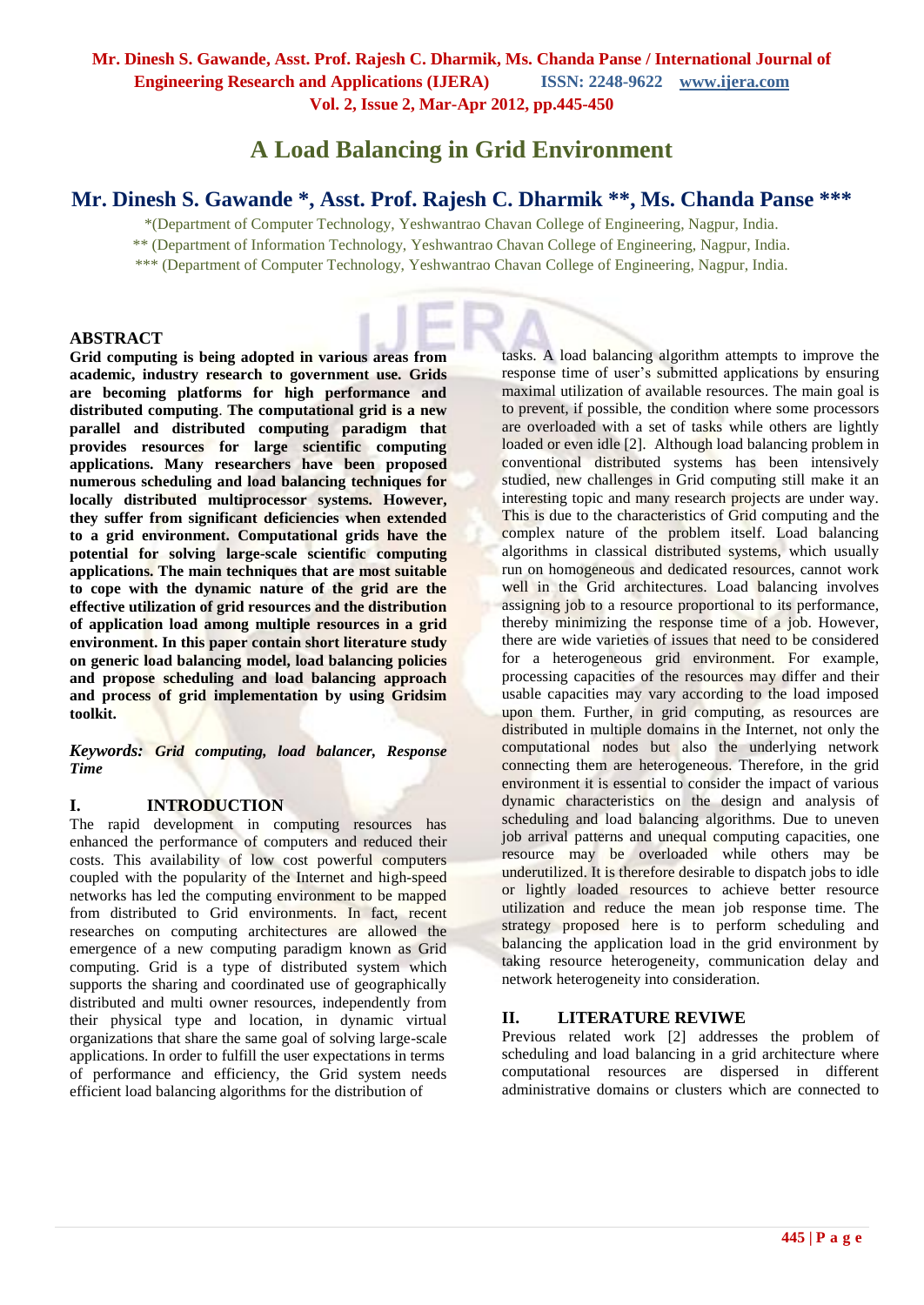# A Load Balancing in Grid Environment

## Mr. Dinesh S. Gawande *, Asst. Prof. Rajesh C. Dharmik **, Ms. Chanda Panse ***

*(Department of Computer Technology, Yeshwantrao Chavan College of Engineering, Nagpur, India.
** (Department of Information Technology, Yeshwantrao Chavan College of Engineering, Nagpur, India.
*** (Department of Computer Technology, Yeshwantrao Chavan College of Engineering, Nagpur, India.

## ABSTRACT

**Grid computing is being adopted in various areas from academic, industry research to government use. Grids are becoming platforms for high performance and distributed computing. The computational grid is a new parallel and distributed computing paradigm that provides resources for large scientific computing applications. Many researchers have been proposed numerous scheduling and load balancing techniques for locally distributed multiprocessor systems. However, they suffer from significant deficiencies when extended to a grid environment. Computational grids have the potential for solving large-scale scientific computing applications. The main techniques that are most suitable to cope with the dynamic nature of the grid are the effective utilization of grid resources and the distribution of application load among multiple resources in a grid environment. In this paper contain short literature study on generic load balancing model, load balancing policies and propose scheduling and load balancing approach and process of grid implementation by using Gridsim toolkit.**

***Keywords: Grid computing, load balancer, Response Time***

## I. INTRODUCTION

The rapid development in computing resources has enhanced the performance of computers and reduced their costs. This availability of low cost powerful computers coupled with the popularity of the Internet and high-speed networks has led the computing environment to be mapped from distributed to Grid environments. In fact, recent researches on computing architectures are allowed the emergence of a new computing paradigm known as Grid computing. Grid is a type of distributed system which supports the sharing and coordinated use of geographically distributed and multi owner resources, independently from their physical type and location, in dynamic virtual organizations that share the same goal of solving large-scale applications. In order to fulfill the user expectations in terms of performance and efficiency, the Grid system needs efficient load balancing algorithms for the distribution of tasks. A load balancing algorithm attempts to improve the response time of user's submitted applications by ensuring maximal utilization of available resources. The main goal is to prevent, if possible, the condition where some processors are overloaded with a set of tasks while others are lightly loaded or even idle [2]. Although load balancing problem in conventional distributed systems has been intensively studied, new challenges in Grid computing still make it an interesting topic and many research projects are under way. This is due to the characteristics of Grid computing and the complex nature of the problem itself. Load balancing algorithms in classical distributed systems, which usually run on homogeneous and dedicated resources, cannot work well in the Grid architectures. Load balancing involves assigning job to a resource proportional to its performance, thereby minimizing the response time of a job. However, there are wide varieties of issues that need to be considered for a heterogeneous grid environment. For example, processing capacities of the resources may differ and their usable capacities may vary according to the load imposed upon them. Further, in grid computing, as resources are distributed in multiple domains in the Internet, not only the computational nodes but also the underlying network connecting them are heterogeneous. Therefore, in the grid environment it is essential to consider the impact of various dynamic characteristics on the design and analysis of scheduling and load balancing algorithms. Due to uneven job arrival patterns and unequal computing capacities, one resource may be overloaded while others may be underutilized. It is therefore desirable to dispatch jobs to idle or lightly loaded resources to achieve better resource utilization and reduce the mean job response time. The strategy proposed here is to perform scheduling and balancing the application load in the grid environment by taking resource heterogeneity, communication delay and network heterogeneity into consideration.

## II. LITERATURE REVIWE

Previous related work [2] addresses the problem of scheduling and load balancing in a grid architecture where computational resources are dispersed in different administrative domains or clusters which are connected to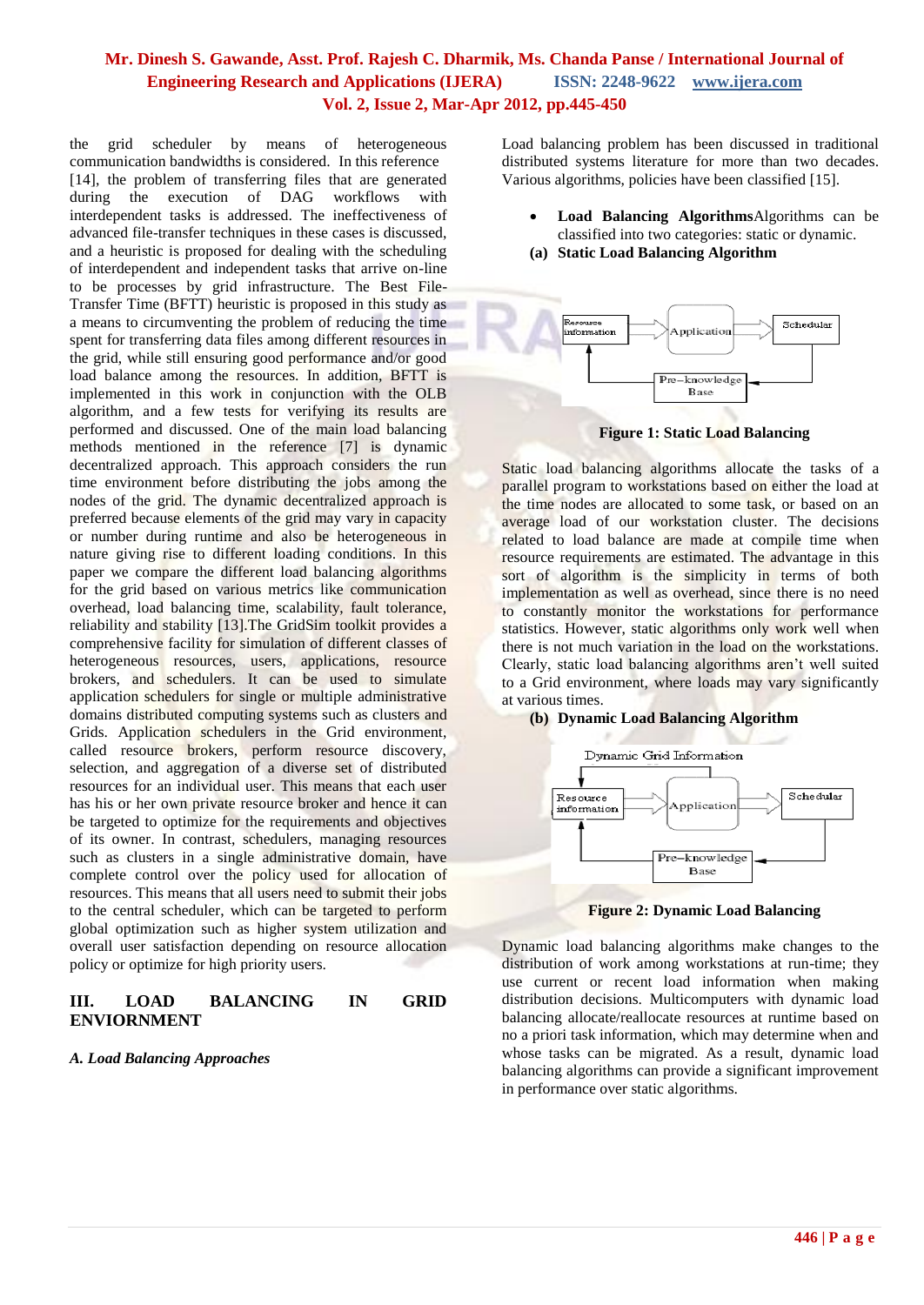the grid scheduler by means of heterogeneous communication bandwidths is considered. In this reference [14], the problem of transferring files that are generated during the execution of DAG workflows with interdependent tasks is addressed. The ineffectiveness of advanced file-transfer techniques in these cases is discussed, and a heuristic is proposed for dealing with the scheduling of interdependent and independent tasks that arrive on-line to be processes by grid infrastructure. The Best File-Transfer Time (BFTT) heuristic is proposed in this study as a means to circumventing the problem of reducing the time spent for transferring data files among different resources in the grid, while still ensuring good performance and/or good load balance among the resources. In addition, BFTT is implemented in this work in conjunction with the OLB algorithm, and a few tests for verifying its results are performed and discussed. One of the main load balancing methods mentioned in the reference [7] is dynamic decentralized approach. This approach considers the run time environment before distributing the jobs among the nodes of the grid. The dynamic decentralized approach is preferred because elements of the grid may vary in capacity or number during runtime and also be heterogeneous in nature giving rise to different loading conditions. In this paper we compare the different load balancing algorithms for the grid based on various metrics like communication overhead, load balancing time, scalability, fault tolerance, reliability and stability [13].The GridSim toolkit provides a comprehensive facility for simulation of different classes of heterogeneous resources, users, applications, resource brokers, and schedulers. It can be used to simulate application schedulers for single or multiple administrative domains distributed computing systems such as clusters and Grids. Application schedulers in the Grid environment, called resource brokers, perform resource discovery, selection, and aggregation of a diverse set of distributed resources for an individual user. This means that each user has his or her own private resource broker and hence it can be targeted to optimize for the requirements and objectives of its owner. In contrast, schedulers, managing resources such as clusters in a single administrative domain, have complete control over the policy used for allocation of resources. This means that all users need to submit their jobs to the central scheduler, which can be targeted to perform global optimization such as higher system utilization and overall user satisfaction depending on resource allocation policy or optimize for high priority users.

## III. LOAD BALANCING IN GRID ENVIORNMENT

### *A. Load Balancing Approaches*

Load balancing problem has been discussed in traditional distributed systems literature for more than two decades. Various algorithms, policies have been classified [15].

- **Load Balancing Algorithms**Algorithms can be classified into two categories: static or dynamic.

**(a) Static Load Balancing Algorithm**

**Figure 1: Static Load Balancing**

Static load balancing algorithms allocate the tasks of a parallel program to workstations based on either the load at the time nodes are allocated to some task, or based on an average load of our workstation cluster. The decisions related to load balance are made at compile time when resource requirements are estimated. The advantage in this sort of algorithm is the simplicity in terms of both implementation as well as overhead, since there is no need to constantly monitor the workstations for performance statistics. However, static algorithms only work well when there is not much variation in the load on the workstations. Clearly, static load balancing algorithms aren't well suited to a Grid environment, where loads may vary significantly at various times.

**(b) Dynamic Load Balancing Algorithm**

**Figure 2: Dynamic Load Balancing**

Dynamic load balancing algorithms make changes to the distribution of work among workstations at run-time; they use current or recent load information when making distribution decisions. Multicomputers with dynamic load balancing allocate/reallocate resources at runtime based on no a priori task information, which may determine when and whose tasks can be migrated. As a result, dynamic load balancing algorithms can provide a significant improvement in performance over static algorithms.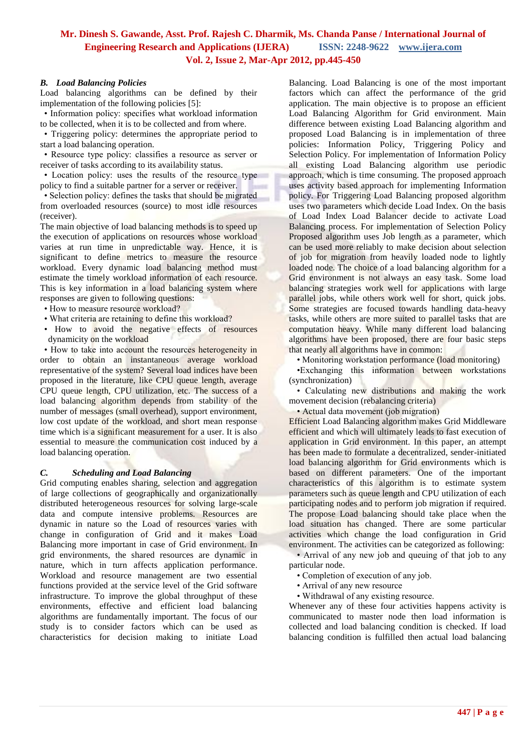### *B. Load Balancing Policies*

Load balancing algorithms can be defined by their implementation of the following policies [5]:

- Information policy: specifies what workload information to be collected, when it is to be collected and from where.
- Triggering policy: determines the appropriate period to start a load balancing operation.
- Resource type policy: classifies a resource as server or receiver of tasks according to its availability status.
- Location policy: uses the results of the resource type policy to find a suitable partner for a server or receiver.
- Selection policy: defines the tasks that should be migrated from overloaded resources (source) to most idle resources (receiver).

The main objective of load balancing methods is to speed up the execution of applications on resources whose workload varies at run time in unpredictable way. Hence, it is significant to define metrics to measure the resource workload. Every dynamic load balancing method must estimate the timely workload information of each resource. This is key information in a load balancing system where responses are given to following questions:

- How to measure resource workload?
- What criteria are retaining to define this workload?
- How to avoid the negative effects of resources dynamicity on the workload
- How to take into account the resources heterogeneity in order to obtain an instantaneous average workload representative of the system? Several load indices have been proposed in the literature, like CPU queue length, average CPU queue length, CPU utilization, etc. The success of a load balancing algorithm depends from stability of the number of messages (small overhead), support environment, low cost update of the workload, and short mean response time which is a significant measurement for a user. It is also essential to measure the communication cost induced by a load balancing operation.

### *C. Scheduling and Load Balancing*

Grid computing enables sharing, selection and aggregation of large collections of geographically and organizationally distributed heterogeneous resources for solving large-scale data and compute intensive problems. Resources are dynamic in nature so the Load of resources varies with change in configuration of Grid and it makes Load Balancing more important in case of Grid environment. In grid environments, the shared resources are dynamic in nature, which in turn affects application performance. Workload and resource management are two essential functions provided at the service level of the Grid software infrastructure. To improve the global throughput of these environments, effective and efficient load balancing algorithms are fundamentally important. The focus of our study is to consider factors which can be used as characteristics for decision making to initiate Load Balancing. Load Balancing is one of the most important factors which can affect the performance of the grid application. The main objective is to propose an efficient Load Balancing Algorithm for Grid environment. Main difference between existing Load Balancing algorithm and proposed Load Balancing is in implementation of three policies: Information Policy, Triggering Policy and Selection Policy. For implementation of Information Policy all existing Load Balancing algorithm use periodic approach, which is time consuming. The proposed approach uses activity based approach for implementing Information policy. For Triggering Load Balancing proposed algorithm uses two parameters which decide Load Index. On the basis of Load Index Load Balancer decide to activate Load Balancing process. For implementation of Selection Policy Proposed algorithm uses Job length as a parameter, which can be used more reliably to make decision about selection of job for migration from heavily loaded node to lightly loaded node. The choice of a load balancing algorithm for a Grid environment is not always an easy task. Some load balancing strategies work well for applications with large parallel jobs, while others work well for short, quick jobs. Some strategies are focused towards handling data-heavy tasks, while others are more suited to parallel tasks that are computation heavy. While many different load balancing algorithms have been proposed, there are four basic steps that nearly all algorithms have in common:

- Monitoring workstation performance (load monitoring)
- Exchanging this information between workstations (synchronization)
- Calculating new distributions and making the work movement decision (rebalancing criteria)
- Actual data movement (job migration)

Efficient Load Balancing algorithm makes Grid Middleware efficient and which will ultimately leads to fast execution of application in Grid environment. In this paper, an attempt has been made to formulate a decentralized, sender-initiated load balancing algorithm for Grid environments which is based on different parameters. One of the important characteristics of this algorithm is to estimate system parameters such as queue length and CPU utilization of each participating nodes and to perform job migration if required. The propose Load balancing should take place when the load situation has changed. There are some particular activities which change the load configuration in Grid environment. The activities can be categorized as following:

- Arrival of any new job and queuing of that job to any particular node.
- Completion of execution of any job.
- Arrival of any new resource
- Withdrawal of any existing resource.

Whenever any of these four activities happens activity is communicated to master node then load information is collected and load balancing condition is checked. If load balancing condition is fulfilled then actual load balancing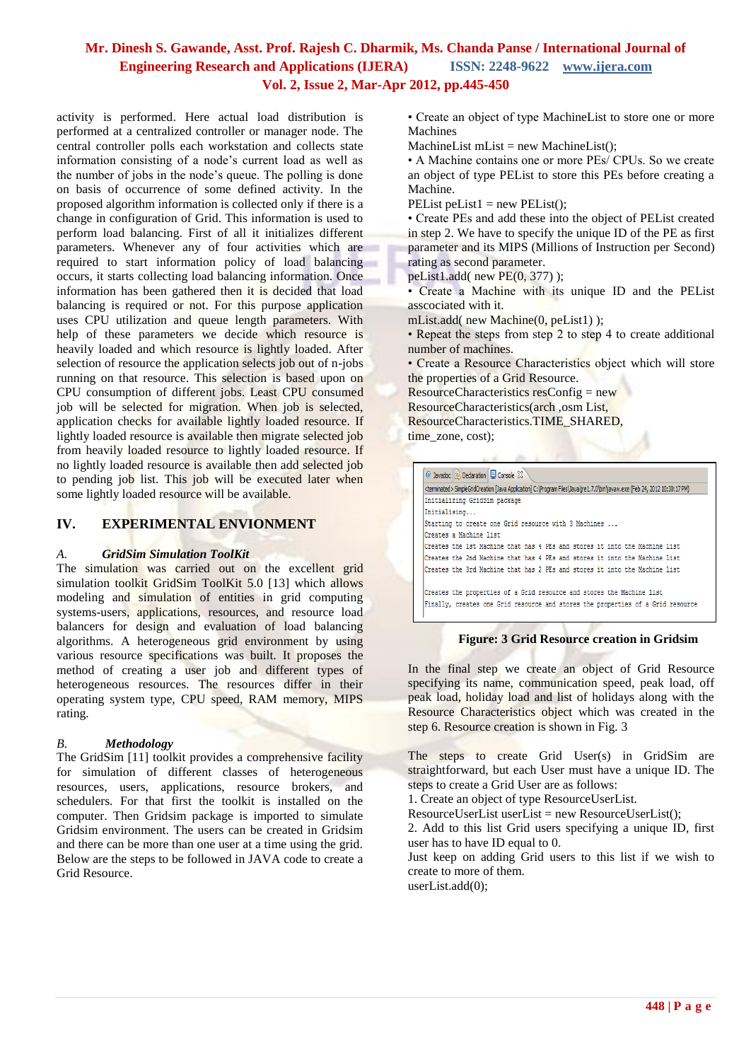activity is performed. Here actual load distribution is performed at a centralized controller or manager node. The central controller polls each workstation and collects state information consisting of a node's current load as well as the number of jobs in the node's queue. The polling is done on basis of occurrence of some defined activity. In the proposed algorithm information is collected only if there is a change in configuration of Grid. This information is used to perform load balancing. First of all it initializes different parameters. Whenever any of four activities which are required to start information policy of load balancing occurs, it starts collecting load balancing information. Once information has been gathered then it is decided that load balancing is required or not. For this purpose application uses CPU utilization and queue length parameters. With help of these parameters we decide which resource is heavily loaded and which resource is lightly loaded. After selection of resource the application selects job out of n-jobs running on that resource. This selection is based upon on CPU consumption of different jobs. Least CPU consumed job will be selected for migration. When job is selected, application checks for available lightly loaded resource. If lightly loaded resource is available then migrate selected job from heavily loaded resource to lightly loaded resource. If no lightly loaded resource is available then add selected job to pending job list. This job will be executed later when some lightly loaded resource will be available.

## IV. EXPERIMENTAL ENVIONMENT

### *A. GridSim Simulation ToolKit*

The simulation was carried out on the excellent grid simulation toolkit GridSim ToolKit 5.0 [13] which allows modeling and simulation of entities in grid computing systems-users, applications, resources, and resource load balancers for design and evaluation of load balancing algorithms. A heterogeneous grid environment by using various resource specifications was built. It proposes the method of creating a user job and different types of heterogeneous resources. The resources differ in their operating system type, CPU speed, RAM memory, MIPS rating.

### *B. Methodology*

The GridSim [11] toolkit provides a comprehensive facility for simulation of different classes of heterogeneous resources, users, applications, resource brokers, and schedulers. For that first the toolkit is installed on the computer. Then Gridsim package is imported to simulate Gridsim environment. The users can be created in Gridsim and there can be more than one user at a time using the grid. Below are the steps to be followed in JAVA code to create a Grid Resource.

- Create an object of type MachineList to store one or more Machines

MachineList mList = new MachineList();

- A Machine contains one or more PEs/ CPUs. So we create an object of type PEList to store this PEs before creating a Machine.

PEList peList1 = new PEList();

- Create PEs and add these into the object of PEList created in step 2. We have to specify the unique ID of the PE as first parameter and its MIPS (Millions of Instruction per Second) rating as second parameter.

peList1.add( new PE(0, 377) );

- Create a Machine with its unique ID and the PEList asscociated with it.

mList.add( new Machine(0, peList1) );

- Repeat the steps from step 2 to step 4 to create additional number of machines.
- Create a Resource Characteristics object which will store the properties of a Grid Resource.

ResourceCharacteristics resConfig = new ResourceCharacteristics(arch ,osm List, ResourceCharacteristics.TIME_SHARED, time_zone, cost);

```
<terminated> SimpleGridCreation [Java Application] C:\Program Files\Java\jre1.7.0\bin\javaw.exe (Feb 24, 2012 10:30:17 PM)
Initializing GridSim package
Initialising...
Starting to create one Grid resource with 3 Machines ...
Creates a Machine list
Creates the 1st Machine that has 4 PEs and stores it into the Machine list
Creates the 2nd Machine that has 4 PEs and stores it into the Machine list
Creates the 3rd Machine that has 2 PEs and stores it into the Machine list

Creates the properties of a Grid resource and stores the Machine list
Finally, creates one Grid resource and stores the properties of a Grid resource
```

**Figure: 3 Grid Resource creation in Gridsim**

In the final step we create an object of Grid Resource specifying its name, communication speed, peak load, off peak load, holiday load and list of holidays along with the Resource Characteristics object which was created in the step 6. Resource creation is shown in Fig. 3

The steps to create Grid User(s) in GridSim are straightforward, but each User must have a unique ID. The steps to create a Grid User are as follows:

1. Create an object of type ResourceUserList.

ResourceUserList userList = new ResourceUserList();

2. Add to this list Grid users specifying a unique ID, first user has to have ID equal to 0.

Just keep on adding Grid users to this list if we wish to create to more of them.

userList.add(0);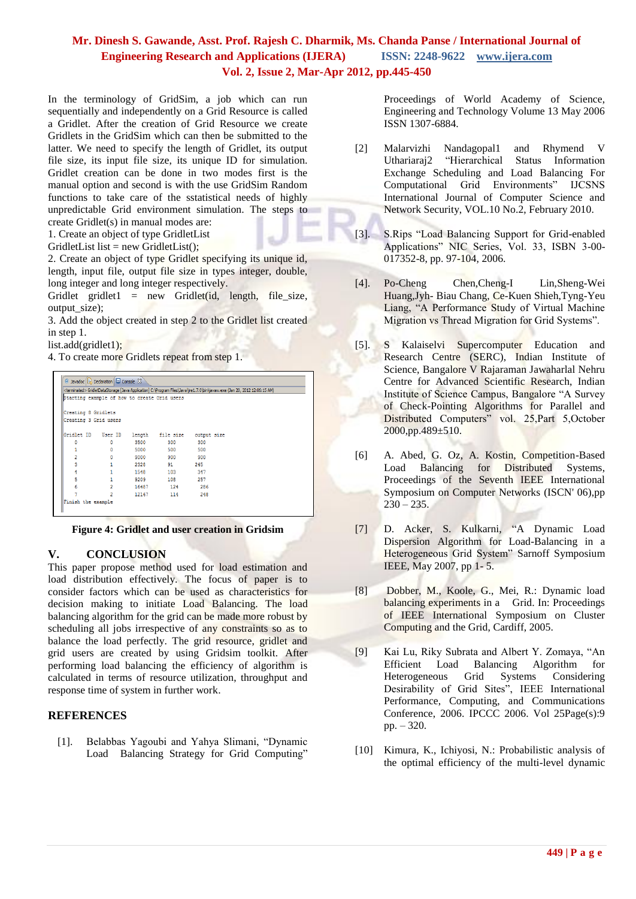In the terminology of GridSim, a job which can run sequentially and independently on a Grid Resource is called a Gridlet. After the creation of Grid Resource we create Gridlets in the GridSim which can then be submitted to the latter. We need to specify the length of Gridlet, its output file size, its input file size, its unique ID for simulation. Gridlet creation can be done in two modes first is the manual option and second is with the use GridSim Random functions to take care of the sstatistical needs of highly unpredictable Grid environment simulation. The steps to create Gridlet(s) in manual modes are:

1. Create an object of type GridletList

GridletList list = new GridletList();

2. Create an object of type Gridlet specifying its unique id, length, input file, output file size in types integer, double, long integer and long integer respectively.

Gridlet gridlet1 = new Gridlet(id, length, file_size, output_size);

3. Add the object created in step 2 to the Gridlet list created in step 1.

list.add(gridlet1);

4. To create more Gridlets repeat from step 1.

```
<terminated> GridletDataStorage [Java Application] C:\Program Files\Java\jre1.7.0\bin\javaw.exe (Jan 20, 2012 12:06:15 AM)
Starting example of how to create Grid users

Creating 8 Gridlets
Creating 3 Grid users

Gridlet ID    User ID    length    file size    output size
    0            0        3500       300           300
    1            0        5000       500           500
    2            0        9000       900           900
    3            1        2328        91           245
    4            1        1548       103           347
    5            1        9209       108           257
    6            2       16487       124           286
    7            2       12167       114           248
Finish the example
```

**Figure 4: Gridlet and user creation in Gridsim**

## V. CONCLUSION

This paper propose method used for load estimation and load distribution effectively. The focus of paper is to consider factors which can be used as characteristics for decision making to initiate Load Balancing. The load balancing algorithm for the grid can be made more robust by scheduling all jobs irrespective of any constraints so as to balance the load perfectly. The grid resource, gridlet and grid users are created by using Gridsim toolkit. After performing load balancing the efficiency of algorithm is calculated in terms of resource utilization, throughput and response time of system in further work.

## REFERENCES

[1]. Belabbas Yagoubi and Yahya Slimani, "Dynamic Load Balancing Strategy for Grid Computing" Proceedings of World Academy of Science, Engineering and Technology Volume 13 May 2006 ISSN 1307-6884.

[2] Malarvizhi Nandagopal1 and Rhymend V Uthariaraj2 "Hierarchical Status Information Exchange Scheduling and Load Balancing For Computational Grid Environments" IJCSNS International Journal of Computer Science and Network Security, VOL.10 No.2, February 2010.

[3]. S.Rips "Load Balancing Support for Grid-enabled Applications" NIC Series, Vol. 33, ISBN 3-00-017352-8, pp. 97-104, 2006.

[4]. Po-Cheng Chen,Cheng-I Lin,Sheng-Wei Huang,Jyh- Biau Chang, Ce-Kuen Shieh,Tyng-Yeu Liang, "A Performance Study of Virtual Machine Migration vs Thread Migration for Grid Systems".

[5]. S Kalaiselvi Supercomputer Education and Research Centre (SERC), Indian Institute of Science, Bangalore V Rajaraman Jawaharlal Nehru Centre for Advanced Scientific Research, Indian Institute of Science Campus, Bangalore "A Survey of Check-Pointing Algorithms for Parallel and Distributed Computers" vol. 25,Part 5,October 2000,pp.489±510.

[6] A. Abed, G. Oz, A. Kostin, Competition-Based Load Balancing for Distributed Systems, Proceedings of the Seventh IEEE International Symposium on Computer Networks (ISCN' 06),pp 230 – 235.

[7] D. Acker, S. Kulkarni, "A Dynamic Load Dispersion Algorithm for Load-Balancing in a Heterogeneous Grid System" Sarnoff Symposium IEEE, May 2007, pp 1- 5.

[8] Dobber, M., Koole, G., Mei, R.: Dynamic load balancing experiments in a Grid. In: Proceedings of IEEE International Symposium on Cluster Computing and the Grid, Cardiff, 2005.

[9] Kai Lu, Riky Subrata and Albert Y. Zomaya, "An Efficient Load Balancing Algorithm for Heterogeneous Grid Systems Considering Desirability of Grid Sites", IEEE International Performance, Computing, and Communications Conference, 2006. IPCCC 2006. Vol 25Page(s):9 pp. – 320.

[10] Kimura, K., Ichiyosi, N.: Probabilistic analysis of the optimal efficiency of the multi-level dynamic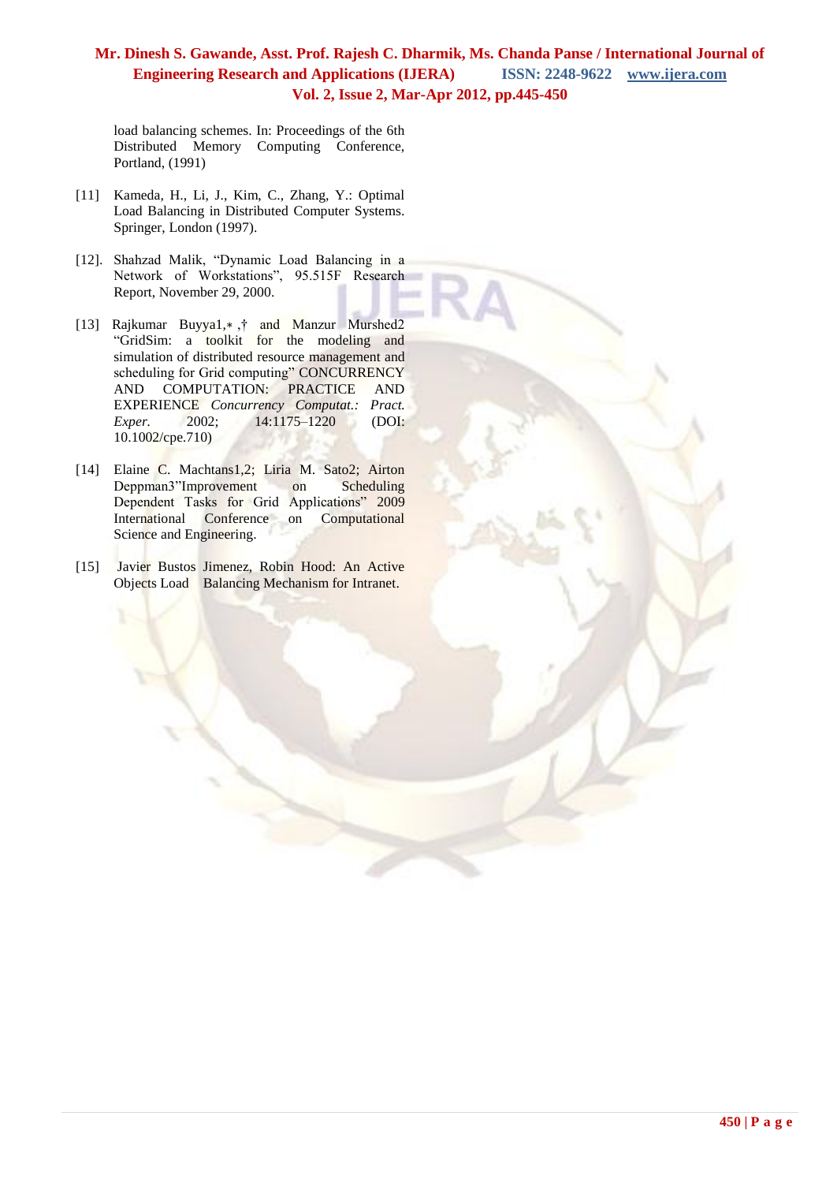load balancing schemes. In: Proceedings of the 6th Distributed Memory Computing Conference, Portland, (1991)

[11] Kameda, H., Li, J., Kim, C., Zhang, Y.: Optimal Load Balancing in Distributed Computer Systems. Springer, London (1997).

[12]. Shahzad Malik, "Dynamic Load Balancing in a Network of Workstations", 95.515F Research Report, November 29, 2000.

[13] Rajkumar Buyya1,∗ ,† and Manzur Murshed2 "GridSim: a toolkit for the modeling and simulation of distributed resource management and scheduling for Grid computing" CONCURRENCY AND COMPUTATION: PRACTICE AND EXPERIENCE *Concurrency Computat.: Pract. Exper.* 2002; 14:1175–1220 (DOI: 10.1002/cpe.710)

[14] Elaine C. Machtans1,2; Liria M. Sato2; Airton Deppman3"Improvement on Scheduling Dependent Tasks for Grid Applications" 2009 International Conference on Computational Science and Engineering.

[15] Javier Bustos Jimenez, Robin Hood: An Active Objects Load Balancing Mechanism for Intranet.